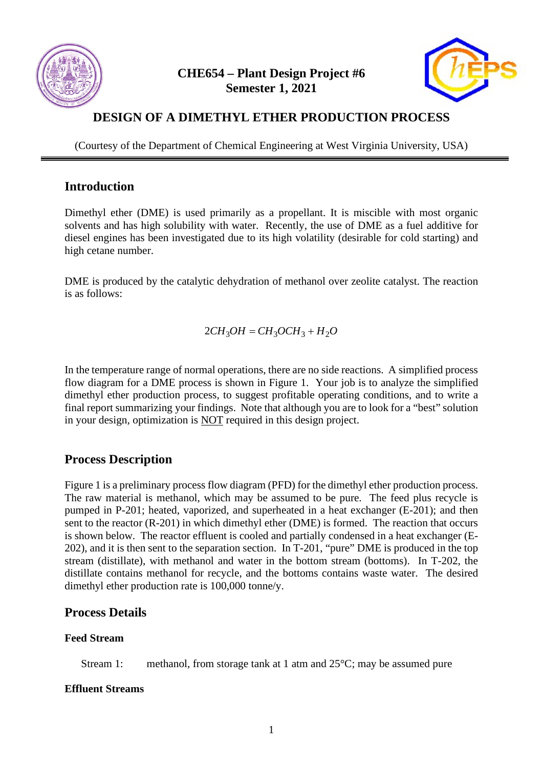# CHE654 – Plant Design Project #6
# Semester 1, 2021

## DESIGN OF A DIMETHYL ETHER PRODUCTION PROCESS

(Courtesy of the Department of Chemical Engineering at West Virginia University, USA)

---

## Introduction

Dimethyl ether (DME) is used primarily as a propellant. It is miscible with most organic solvents and has high solubility with water. Recently, the use of DME as a fuel additive for diesel engines has been investigated due to its high volatility (desirable for cold starting) and high cetane number.

DME is produced by the catalytic dehydration of methanol over zeolite catalyst. The reaction is as follows:

$$2CH_3OH = CH_3OCH_3 + H_2O$$

In the temperature range of normal operations, there are no side reactions. A simplified process flow diagram for a DME process is shown in Figure 1. Your job is to analyze the simplified dimethyl ether production process, to suggest profitable operating conditions, and to write a final report summarizing your findings. Note that although you are to look for a "best" solution in your design, optimization is NOT required in this design project.

## Process Description

Figure 1 is a preliminary process flow diagram (PFD) for the dimethyl ether production process. The raw material is methanol, which may be assumed to be pure. The feed plus recycle is pumped in P-201; heated, vaporized, and superheated in a heat exchanger (E-201); and then sent to the reactor (R-201) in which dimethyl ether (DME) is formed. The reaction that occurs is shown below. The reactor effluent is cooled and partially condensed in a heat exchanger (E-202), and it is then sent to the separation section. In T-201, "pure" DME is produced in the top stream (distillate), with methanol and water in the bottom stream (bottoms). In T-202, the distillate contains methanol for recycle, and the bottoms contains waste water. The desired dimethyl ether production rate is 100,000 tonne/y.

## Process Details

### Feed Stream

Stream 1: methanol, from storage tank at 1 atm and 25°C; may be assumed pure

### Effluent Streams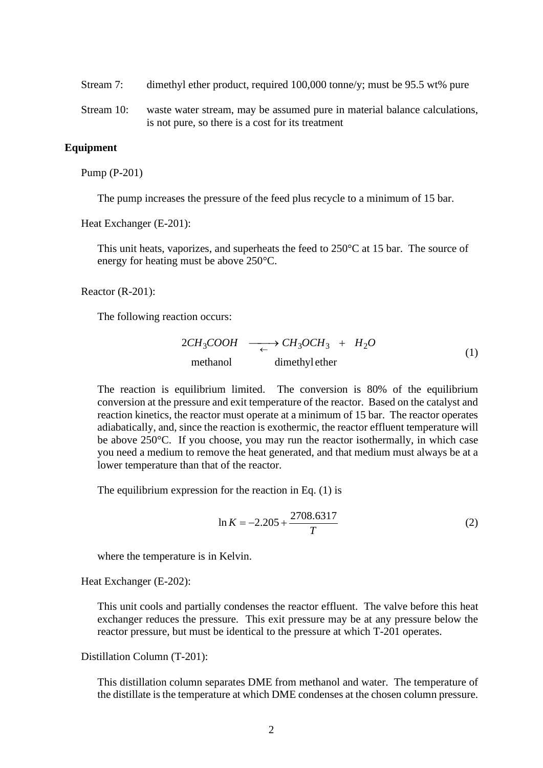Stream 7: dimethyl ether product, required 100,000 tonne/y; must be 95.5 wt% pure

Stream 10: waste water stream, may be assumed pure in material balance calculations, is not pure, so there is a cost for its treatment

**Equipment**

Pump (P-201)

The pump increases the pressure of the feed plus recycle to a minimum of 15 bar.

Heat Exchanger (E-201):

This unit heats, vaporizes, and superheats the feed to 250°C at 15 bar. The source of energy for heating must be above 250°C.

Reactor (R-201):

The following reaction occurs:

$$\underset{\text{methanol}}{2CH_3COOH} \rightleftarrows \underset{\text{dimethyl ether}}{CH_3OCH_3} + H_2O \tag{1}$$

The reaction is equilibrium limited. The conversion is 80% of the equilibrium conversion at the pressure and exit temperature of the reactor. Based on the catalyst and reaction kinetics, the reactor must operate at a minimum of 15 bar. The reactor operates adiabatically, and, since the reaction is exothermic, the reactor effluent temperature will be above 250°C. If you choose, you may run the reactor isothermally, in which case you need a medium to remove the heat generated, and that medium must always be at a lower temperature than that of the reactor.

The equilibrium expression for the reaction in Eq. (1) is

$$\ln K = -2.205 + \frac{2708.6317}{T} \tag{2}$$

where the temperature is in Kelvin.

Heat Exchanger (E-202):

This unit cools and partially condenses the reactor effluent. The valve before this heat exchanger reduces the pressure. This exit pressure may be at any pressure below the reactor pressure, but must be identical to the pressure at which T-201 operates.

Distillation Column (T-201):

This distillation column separates DME from methanol and water. The temperature of the distillate is the temperature at which DME condenses at the chosen column pressure.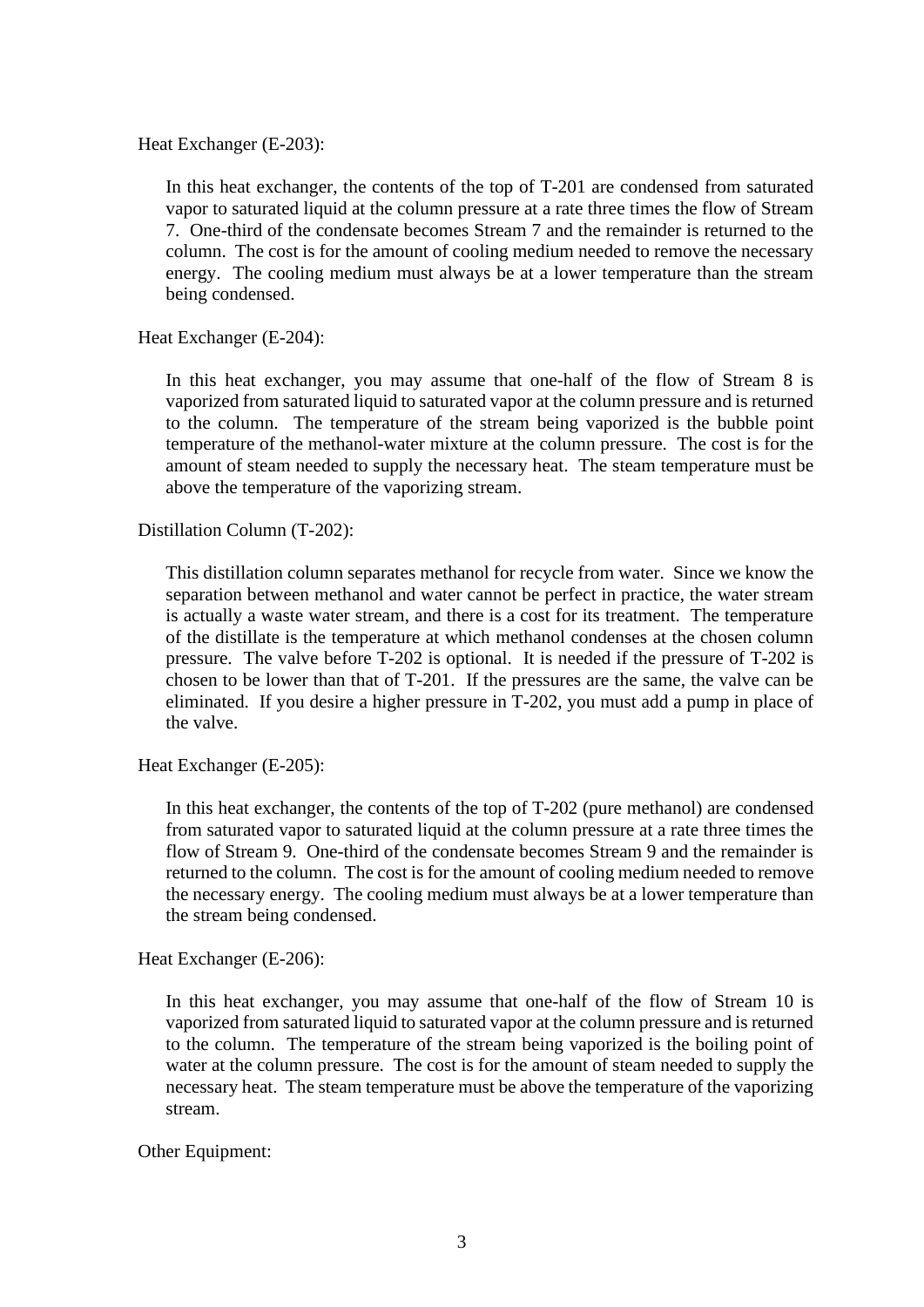Heat Exchanger (E-203):

In this heat exchanger, the contents of the top of T-201 are condensed from saturated vapor to saturated liquid at the column pressure at a rate three times the flow of Stream 7. One-third of the condensate becomes Stream 7 and the remainder is returned to the column. The cost is for the amount of cooling medium needed to remove the necessary energy. The cooling medium must always be at a lower temperature than the stream being condensed.

Heat Exchanger (E-204):

In this heat exchanger, you may assume that one-half of the flow of Stream 8 is vaporized from saturated liquid to saturated vapor at the column pressure and is returned to the column. The temperature of the stream being vaporized is the bubble point temperature of the methanol-water mixture at the column pressure. The cost is for the amount of steam needed to supply the necessary heat. The steam temperature must be above the temperature of the vaporizing stream.

Distillation Column (T-202):

This distillation column separates methanol for recycle from water. Since we know the separation between methanol and water cannot be perfect in practice, the water stream is actually a waste water stream, and there is a cost for its treatment. The temperature of the distillate is the temperature at which methanol condenses at the chosen column pressure. The valve before T-202 is optional. It is needed if the pressure of T-202 is chosen to be lower than that of T-201. If the pressures are the same, the valve can be eliminated. If you desire a higher pressure in T-202, you must add a pump in place of the valve.

Heat Exchanger (E-205):

In this heat exchanger, the contents of the top of T-202 (pure methanol) are condensed from saturated vapor to saturated liquid at the column pressure at a rate three times the flow of Stream 9. One-third of the condensate becomes Stream 9 and the remainder is returned to the column. The cost is for the amount of cooling medium needed to remove the necessary energy. The cooling medium must always be at a lower temperature than the stream being condensed.

Heat Exchanger (E-206):

In this heat exchanger, you may assume that one-half of the flow of Stream 10 is vaporized from saturated liquid to saturated vapor at the column pressure and is returned to the column. The temperature of the stream being vaporized is the boiling point of water at the column pressure. The cost is for the amount of steam needed to supply the necessary heat. The steam temperature must be above the temperature of the vaporizing stream.

Other Equipment: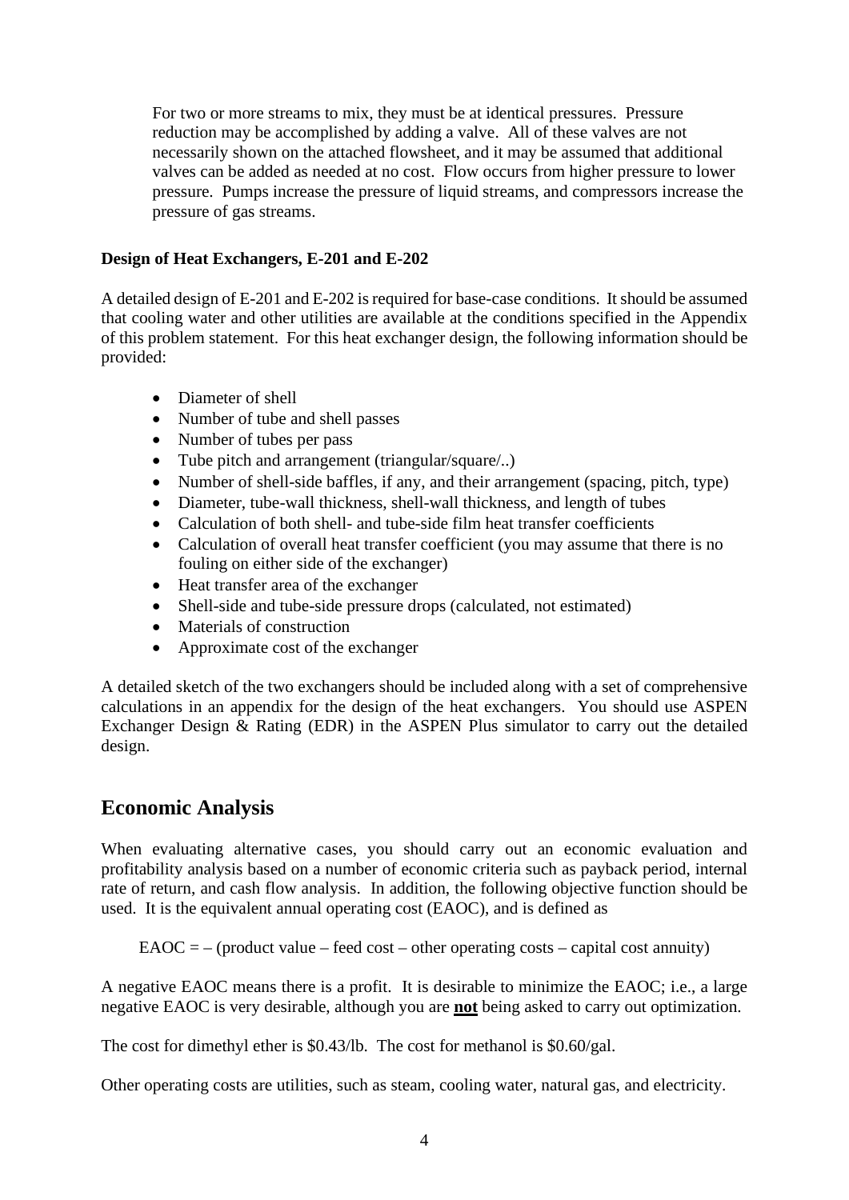For two or more streams to mix, they must be at identical pressures. Pressure reduction may be accomplished by adding a valve. All of these valves are not necessarily shown on the attached flowsheet, and it may be assumed that additional valves can be added as needed at no cost. Flow occurs from higher pressure to lower pressure. Pumps increase the pressure of liquid streams, and compressors increase the pressure of gas streams.

**Design of Heat Exchangers, E-201 and E-202**

A detailed design of E-201 and E-202 is required for base-case conditions. It should be assumed that cooling water and other utilities are available at the conditions specified in the Appendix of this problem statement. For this heat exchanger design, the following information should be provided:

- Diameter of shell
- Number of tube and shell passes
- Number of tubes per pass
- Tube pitch and arrangement (triangular/square/..)
- Number of shell-side baffles, if any, and their arrangement (spacing, pitch, type)
- Diameter, tube-wall thickness, shell-wall thickness, and length of tubes
- Calculation of both shell- and tube-side film heat transfer coefficients
- Calculation of overall heat transfer coefficient (you may assume that there is no fouling on either side of the exchanger)
- Heat transfer area of the exchanger
- Shell-side and tube-side pressure drops (calculated, not estimated)
- Materials of construction
- Approximate cost of the exchanger

A detailed sketch of the two exchangers should be included along with a set of comprehensive calculations in an appendix for the design of the heat exchangers. You should use ASPEN Exchanger Design & Rating (EDR) in the ASPEN Plus simulator to carry out the detailed design.

## Economic Analysis

When evaluating alternative cases, you should carry out an economic evaluation and profitability analysis based on a number of economic criteria such as payback period, internal rate of return, and cash flow analysis. In addition, the following objective function should be used. It is the equivalent annual operating cost (EAOC), and is defined as

EAOC = – (product value – feed cost – other operating costs – capital cost annuity)

A negative EAOC means there is a profit. It is desirable to minimize the EAOC; i.e., a large negative EAOC is very desirable, although you are **not** being asked to carry out optimization.

The cost for dimethyl ether is \$0.43/lb. The cost for methanol is \$0.60/gal.

Other operating costs are utilities, such as steam, cooling water, natural gas, and electricity.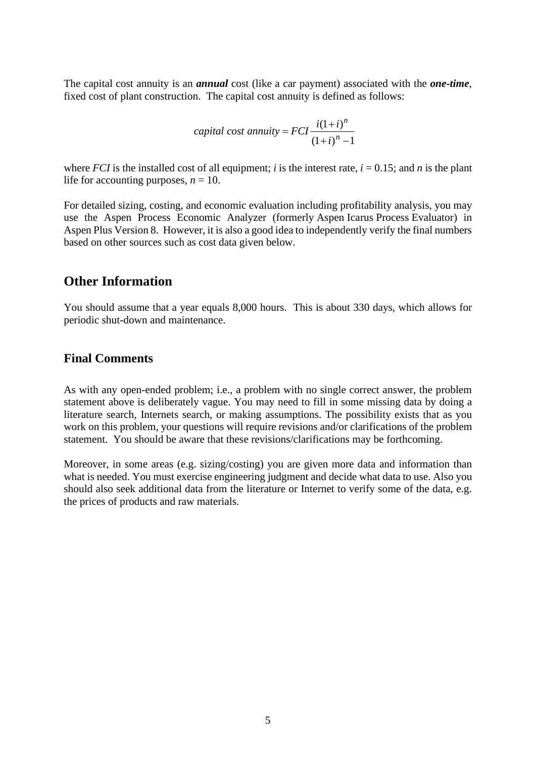The capital cost annuity is an ***annual*** cost (like a car payment) associated with the ***one-time***, fixed cost of plant construction. The capital cost annuity is defined as follows:

$$capital\ cost\ annuity = FCI\frac{i(1+i)^n}{(1+i)^n - 1}$$

where *FCI* is the installed cost of all equipment; $i$ is the interest rate, $i = 0.15$; and $n$ is the plant life for accounting purposes, $n = 10$.

For detailed sizing, costing, and economic evaluation including profitability analysis, you may use the Aspen Process Economic Analyzer (formerly Aspen Icarus Process Evaluator) in Aspen Plus Version 8. However, it is also a good idea to independently verify the final numbers based on other sources such as cost data given below.

## Other Information

You should assume that a year equals 8,000 hours. This is about 330 days, which allows for periodic shut-down and maintenance.

## Final Comments

As with any open-ended problem; i.e., a problem with no single correct answer, the problem statement above is deliberately vague. You may need to fill in some missing data by doing a literature search, Internets search, or making assumptions. The possibility exists that as you work on this problem, your questions will require revisions and/or clarifications of the problem statement. You should be aware that these revisions/clarifications may be forthcoming.

Moreover, in some areas (e.g. sizing/costing) you are given more data and information than what is needed. You must exercise engineering judgment and decide what data to use. Also you should also seek additional data from the literature or Internet to verify some of the data, e.g. the prices of products and raw materials.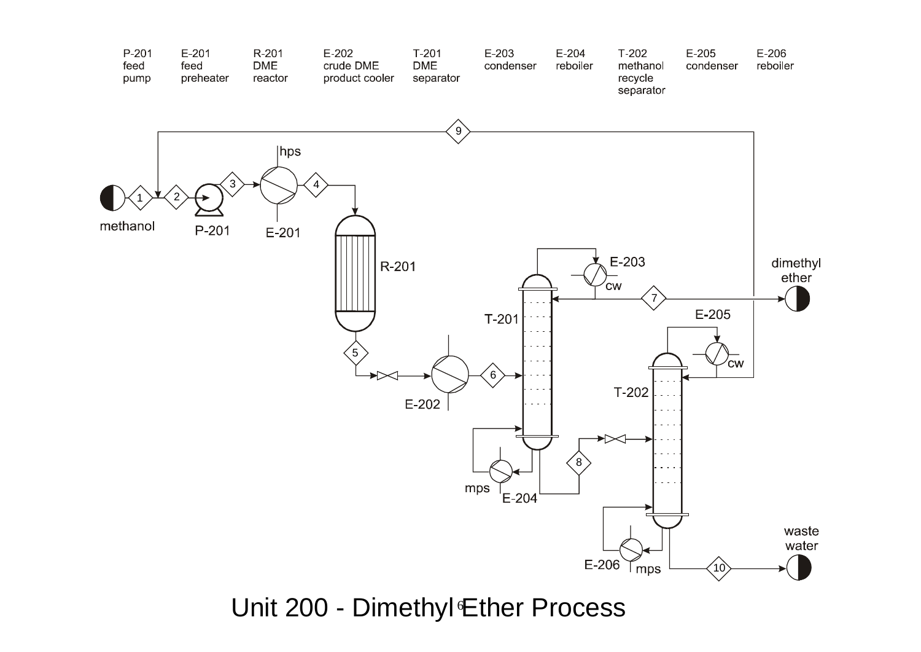| P-201 | E-201 | R-201 | E-202 | T-201 | E-203 | E-204 | T-202 | E-205 | E-206 |
|---|---|---|---|---|---|---|---|---|---|
| feed pump | feed preheater | DME reactor | crude DME product cooler | DME separator | condenser | reboiler | methanol recycle separator | condenser | reboiler |

# Unit 200 - Dimethyl Ether Process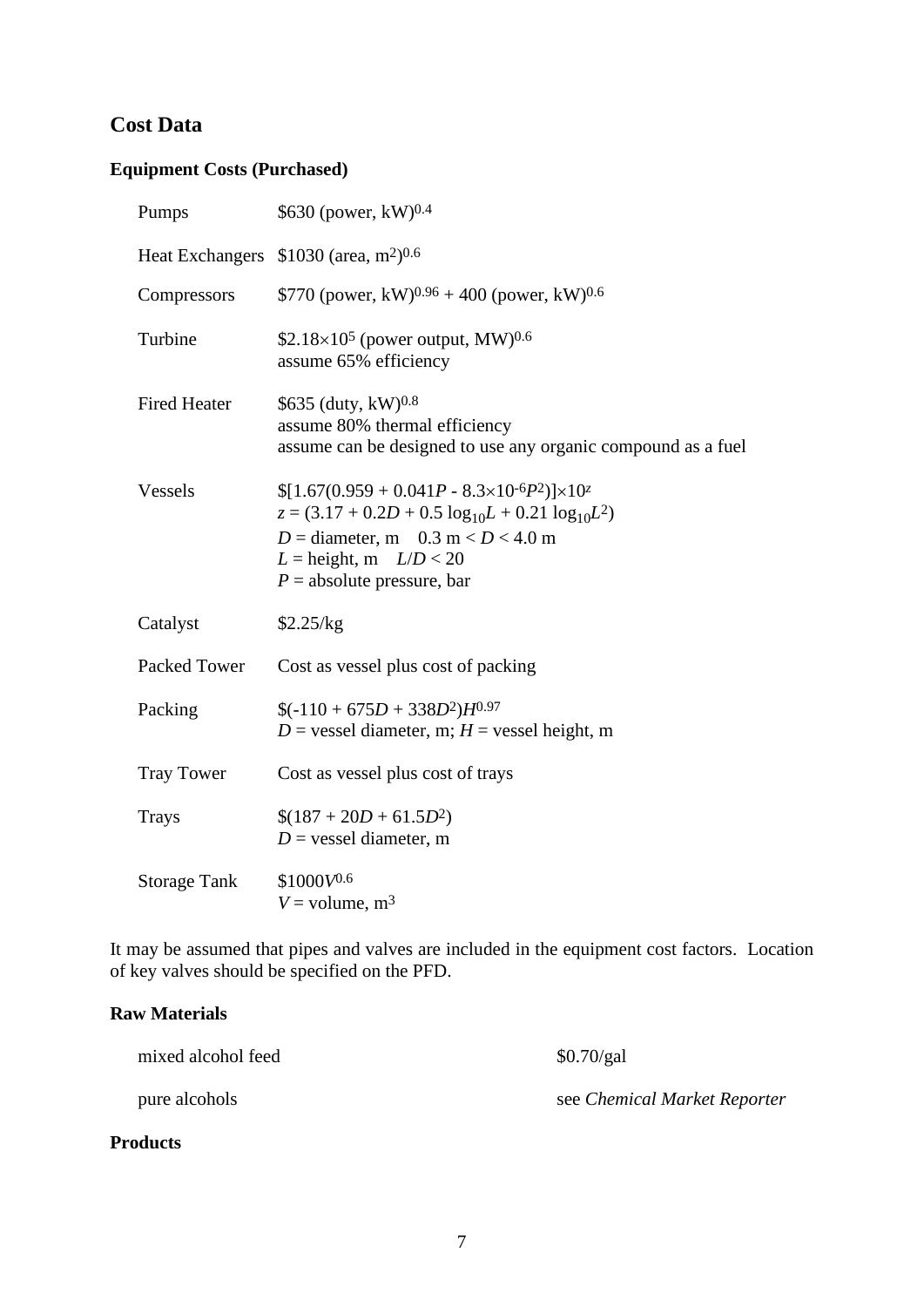## Cost Data

### Equipment Costs (Purchased)

| | |
|---|---|
| Pumps | \$630 (power, kW)$^{0.4}$ |
| Heat Exchangers | \$1030 (area, m$^2$)$^{0.6}$ |
| Compressors | \$770 (power, kW)$^{0.96}$ + 400 (power, kW)$^{0.6}$ |
| Turbine | \$2.18×10$^5$ (power output, MW)$^{0.6}$<br>assume 65% efficiency |
| Fired Heater | \$635 (duty, kW)$^{0.8}$<br>assume 80% thermal efficiency<br>assume can be designed to use any organic compound as a fuel |
| Vessels | $\$[1.67(0.959 + 0.041P - 8.3\times10^{-6}P^2)]\times10^z$<br>$z = (3.17 + 0.2D + 0.5 \log_{10}L + 0.21 \log_{10}L^2)$<br>$D$ = diameter, m   $0.3 \text{ m} < D < 4.0 \text{ m}$<br>$L$ = height, m   $L/D < 20$<br>$P$ = absolute pressure, bar |
| Catalyst | \$2.25/kg |
| Packed Tower | Cost as vessel plus cost of packing |
| Packing | $\$(-110 + 675D + 338D^2)H^{0.97}$<br>$D$ = vessel diameter, m; $H$ = vessel height, m |
| Tray Tower | Cost as vessel plus cost of trays |
| Trays | $\$(187 + 20D + 61.5D^2)$<br>$D$ = vessel diameter, m |
| Storage Tank | $\$1000V^{0.6}$<br>$V$ = volume, m$^3$ |

It may be assumed that pipes and valves are included in the equipment cost factors. Location of key valves should be specified on the PFD.

### Raw Materials

| | |
|---|---|
| mixed alcohol feed | \$0.70/gal |
| pure alcohols | see *Chemical Market Reporter* |

### Products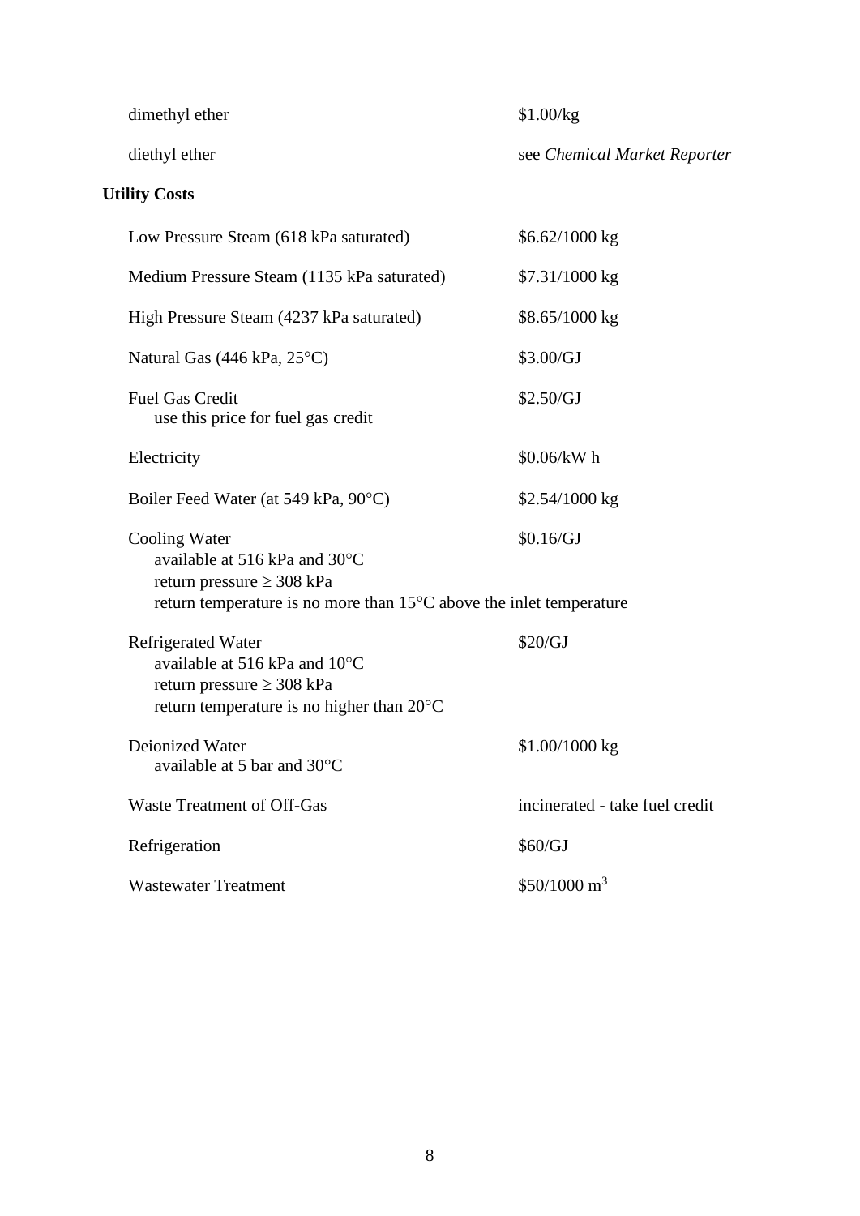| | |
|---|---|
| dimethyl ether | \$1.00/kg |
| diethyl ether | see *Chemical Market Reporter* |

**Utility Costs**

| | |
|---|---|
| Low Pressure Steam (618 kPa saturated) | \$6.62/1000 kg |
| Medium Pressure Steam (1135 kPa saturated) | \$7.31/1000 kg |
| High Pressure Steam (4237 kPa saturated) | \$8.65/1000 kg |
| Natural Gas (446 kPa, 25°C) | \$3.00/GJ |
| Fuel Gas Credit<br>use this price for fuel gas credit | \$2.50/GJ |
| Electricity | \$0.06/kW h |
| Boiler Feed Water (at 549 kPa, 90°C) | \$2.54/1000 kg |
| Cooling Water<br>available at 516 kPa and 30°C<br>return pressure ≥ 308 kPa<br>return temperature is no more than 15°C above the inlet temperature | \$0.16/GJ |
| Refrigerated Water<br>available at 516 kPa and 10°C<br>return pressure ≥ 308 kPa<br>return temperature is no higher than 20°C | \$20/GJ |
| Deionized Water<br>available at 5 bar and 30°C | \$1.00/1000 kg |
| Waste Treatment of Off-Gas | incinerated - take fuel credit |
| Refrigeration | \$60/GJ |
| Wastewater Treatment | \$50/1000 $m^3$ |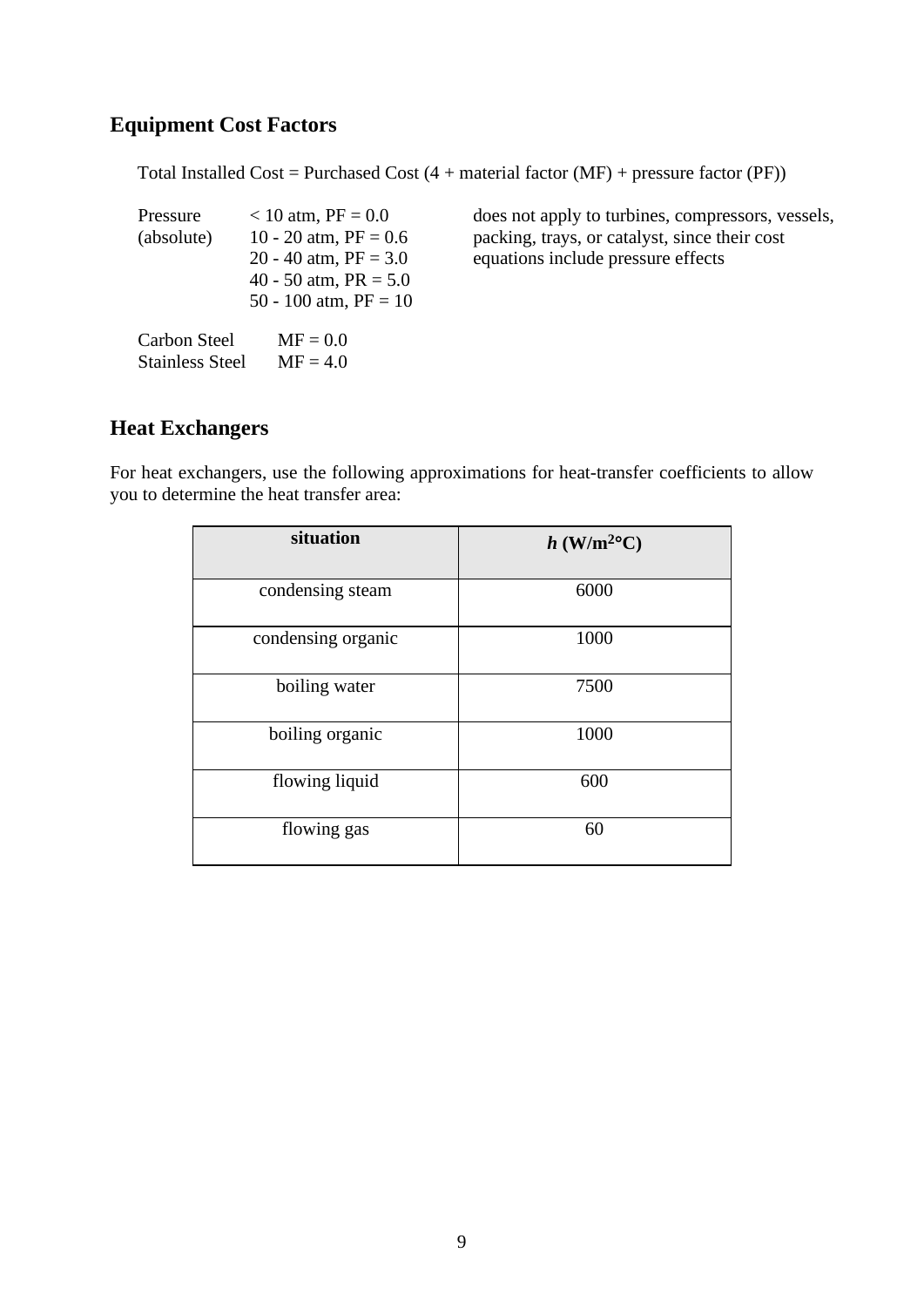## Equipment Cost Factors

Total Installed Cost = Purchased Cost (4 + material factor (MF) + pressure factor (PF))

Pressure (absolute)

- < 10 atm, PF = 0.0
- 10 - 20 atm, PF = 0.6
- 20 - 40 atm, PF = 3.0
- 40 - 50 atm, PR = 5.0
- 50 - 100 atm, PF = 10

does not apply to turbines, compressors, vessels, packing, trays, or catalyst, since their cost equations include pressure effects

Carbon Steel MF = 0.0
Stainless Steel MF = 4.0

## Heat Exchangers

For heat exchangers, use the following approximations for heat-transfer coefficients to allow you to determine the heat transfer area:

| **situation** | ***h*** **(W/m²°C)** |
|---|---|
| condensing steam | 6000 |
| condensing organic | 1000 |
| boiling water | 7500 |
| boiling organic | 1000 |
| flowing liquid | 600 |
| flowing gas | 60 |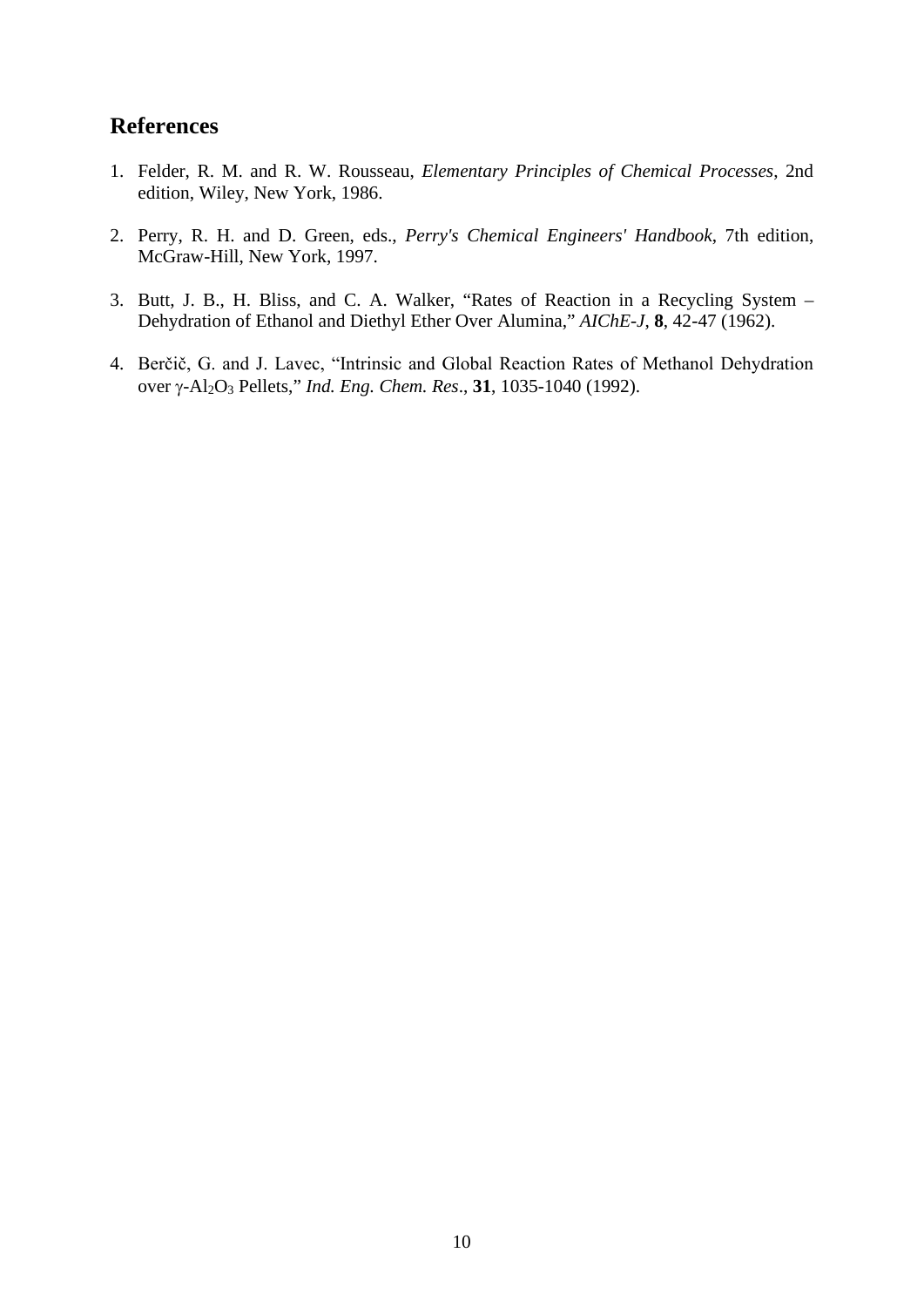## References

1. Felder, R. M. and R. W. Rousseau, *Elementary Principles of Chemical Processes*, 2nd edition, Wiley, New York, 1986.

2. Perry, R. H. and D. Green, eds., *Perry's Chemical Engineers' Handbook*, 7th edition, McGraw-Hill, New York, 1997.

3. Butt, J. B., H. Bliss, and C. A. Walker, "Rates of Reaction in a Recycling System – Dehydration of Ethanol and Diethyl Ether Over Alumina," *AIChE-J*, **8**, 42-47 (1962).

4. Berčič, G. and J. Lavec, "Intrinsic and Global Reaction Rates of Methanol Dehydration over $\gamma$-$Al_2O_3$ Pellets," *Ind. Eng. Chem. Res*., **31**, 1035-1040 (1992).